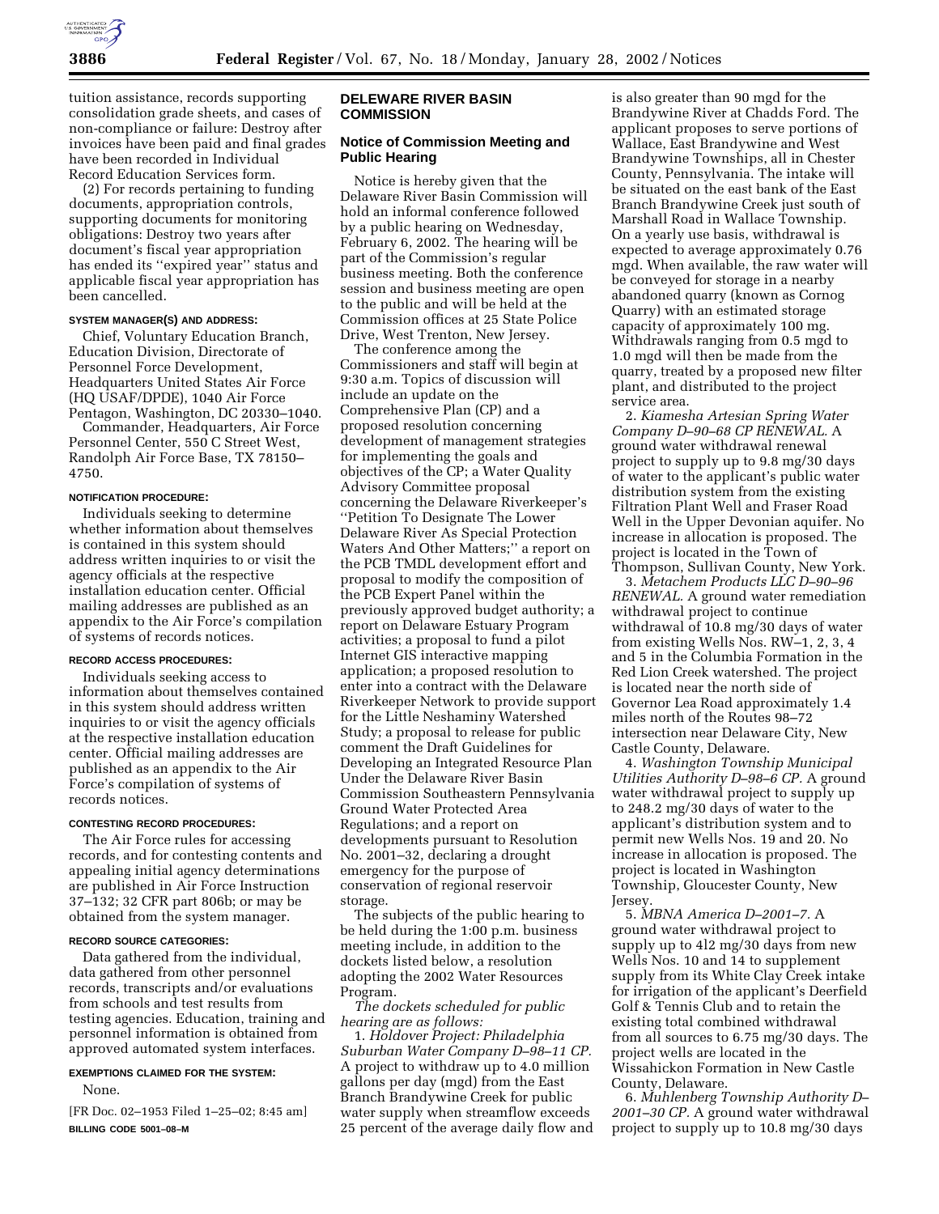tuition assistance, records supporting consolidation grade sheets, and cases of non-compliance or failure: Destroy after invoices have been paid and final grades have been recorded in Individual Record Education Services form.

(2) For records pertaining to funding documents, appropriation controls, supporting documents for monitoring obligations: Destroy two years after document's fiscal year appropriation has ended its ''expired year'' status and applicable fiscal year appropriation has been cancelled.

**SYSTEM MANAGER(S) AND ADDRESS:**

Chief, Voluntary Education Branch, Education Division, Directorate of Personnel Force Development, Headquarters United States Air Force (HQ USAF/DPDE), 1040 Air Force Pentagon, Washington, DC 20330–1040.

Commander, Headquarters, Air Force Personnel Center, 550 C Street West, Randolph Air Force Base, TX 78150–4750.

**NOTIFICATION PROCEDURE:**

Individuals seeking to determine whether information about themselves is contained in this system should address written inquiries to or visit the agency officials at the respective installation education center. Official mailing addresses are published as an appendix to the Air Force's compilation of systems of records notices.

**RECORD ACCESS PROCEDURES:**

Individuals seeking access to information about themselves contained in this system should address written inquiries to or visit the agency officials at the respective installation education center. Official mailing addresses are published as an appendix to the Air Force's compilation of systems of records notices.

**CONTESTING RECORD PROCEDURES:**

The Air Force rules for accessing records, and for contesting contents and appealing initial agency determinations are published in Air Force Instruction 37–132; 32 CFR part 806b; or may be obtained from the system manager.

**RECORD SOURCE CATEGORIES:**

Data gathered from the individual, data gathered from other personnel records, transcripts and/or evaluations from schools and test results from testing agencies. Education, training and personnel information is obtained from approved automated system interfaces.

**EXEMPTIONS CLAIMED FOR THE SYSTEM:**

None.

[FR Doc. 02–1953 Filed 1–25–02; 8:45 am]

**BILLING CODE 5001–08–M**

## DELAWARE RIVER BASIN COMMISSION

### Notice of Commission Meeting and Public Hearing

Notice is hereby given that the Delaware River Basin Commission will hold an informal conference followed by a public hearing on Wednesday, February 6, 2002. The hearing will be part of the Commission's regular business meeting. Both the conference session and business meeting are open to the public and will be held at the Commission offices at 25 State Police Drive, West Trenton, New Jersey.

The conference among the Commissioners and staff will begin at 9:30 a.m. Topics of discussion will include an update on the Comprehensive Plan (CP) and a proposed resolution concerning development of management strategies for implementing the goals and objectives of the CP; a Water Quality Advisory Committee proposal concerning the Delaware Riverkeeper's ''Petition To Designate The Lower Delaware River As Special Protection Waters And Other Matters;'' a report on the PCB TMDL development effort and proposal to modify the composition of the PCB Expert Panel within the previously approved budget authority; a report on Delaware Estuary Program activities; a proposal to fund a pilot Internet GIS interactive mapping application; a proposed resolution to enter into a contract with the Delaware Riverkeeper Network to provide support for the Little Neshaminy Watershed Study; a proposal to release for public comment the Draft Guidelines for Developing an Integrated Resource Plan Under the Delaware River Basin Commission Southeastern Pennsylvania Ground Water Protected Area Regulations; and a report on developments pursuant to Resolution No. 2001–32, declaring a drought emergency for the purpose of conservation of regional reservoir storage.

The subjects of the public hearing to be held during the 1:00 p.m. business meeting include, in addition to the dockets listed below, a resolution adopting the 2002 Water Resources Program.

*The dockets scheduled for public hearing are as follows:*

1. *Holdover Project: Philadelphia Suburban Water Company D–98–11 CP.* A project to withdraw up to 4.0 million gallons per day (mgd) from the East Branch Brandywine Creek for public water supply when streamflow exceeds 25 percent of the average daily flow and is also greater than 90 mgd for the Brandywine River at Chadds Ford. The applicant proposes to serve portions of Wallace, East Brandywine and West Brandywine Townships, all in Chester County, Pennsylvania. The intake will be situated on the east bank of the East Branch Brandywine Creek just south of Marshall Road in Wallace Township. On a yearly use basis, withdrawal is expected to average approximately 0.76 mgd. When available, the raw water will be conveyed for storage in a nearby abandoned quarry (known as Cornog Quarry) with an estimated storage capacity of approximately 100 mg. Withdrawals ranging from 0.5 mgd to 1.0 mgd will then be made from the quarry, treated by a proposed new filter plant, and distributed to the project service area.

2. *Kiamesha Artesian Spring Water Company D–90–68 CP RENEWAL.* A ground water withdrawal renewal project to supply up to 9.8 mg/30 days of water to the applicant's public water distribution system from the existing Filtration Plant Well and Fraser Road Well in the Upper Devonian aquifer. No increase in allocation is proposed. The project is located in the Town of Thompson, Sullivan County, New York.

3. *Metachem Products LLC D–90–96 RENEWAL.* A ground water remediation withdrawal project to continue withdrawal of 10.8 mg/30 days of water from existing Wells Nos. RW–1, 2, 3, 4 and 5 in the Columbia Formation in the Red Lion Creek watershed. The project is located near the north side of Governor Lea Road approximately 1.4 miles north of the Routes 98–72 intersection near Delaware City, New Castle County, Delaware.

4. *Washington Township Municipal Utilities Authority D–98–6 CP.* A ground water withdrawal project to supply up to 248.2 mg/30 days of water to the applicant's distribution system and to permit new Wells Nos. 19 and 20. No increase in allocation is proposed. The project is located in Washington Township, Gloucester County, New Jersey.

5. *MBNA America D–2001–7.* A ground water withdrawal project to supply up to 4l2 mg/30 days from new Wells Nos. 10 and 14 to supplement supply from its White Clay Creek intake for irrigation of the applicant's Deerfield Golf & Tennis Club and to retain the existing total combined withdrawal from all sources to 6.75 mg/30 days. The project wells are located in the Wissahickon Formation in New Castle County, Delaware.

6. *Muhlenberg Township Authority D–2001–30 CP.* A ground water withdrawal project to supply up to 10.8 mg/30 days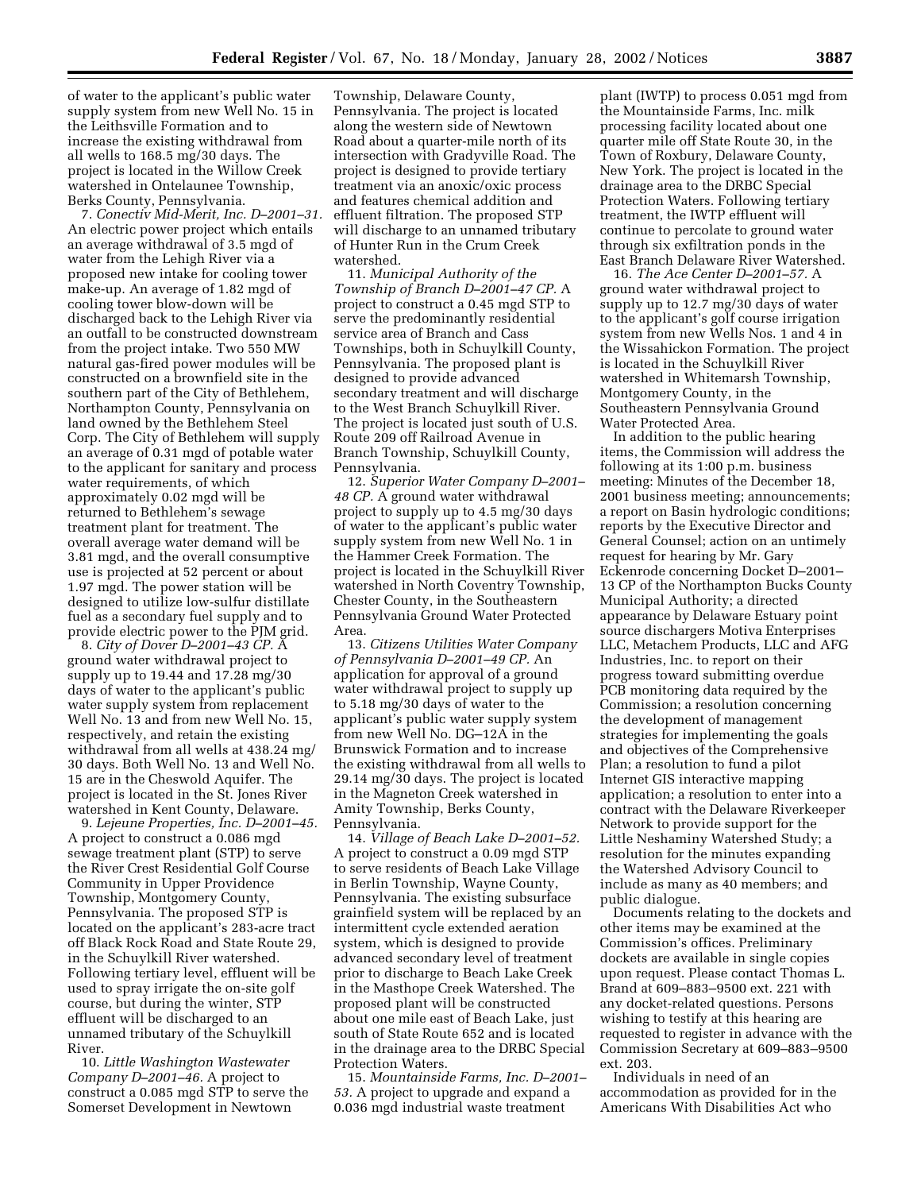of water to the applicant's public water supply system from new Well No. 15 in the Leithsville Formation and to increase the existing withdrawal from all wells to 168.5 mg/30 days. The project is located in the Willow Creek watershed in Ontelaunee Township, Berks County, Pennsylvania.

7. *Conectiv Mid-Merit, Inc. D–2001–31.* An electric power project which entails an average withdrawal of 3.5 mgd of water from the Lehigh River via a proposed new intake for cooling tower make-up. An average of 1.82 mgd of cooling tower blow-down will be discharged back to the Lehigh River via an outfall to be constructed downstream from the project intake. Two 550 MW natural gas-fired power modules will be constructed on a brownfield site in the southern part of the City of Bethlehem, Northampton County, Pennsylvania on land owned by the Bethlehem Steel Corp. The City of Bethlehem will supply an average of 0.31 mgd of potable water to the applicant for sanitary and process water requirements, of which approximately 0.02 mgd will be returned to Bethlehem's sewage treatment plant for treatment. The overall average water demand will be 3.81 mgd, and the overall consumptive use is projected at 52 percent or about 1.97 mgd. The power station will be designed to utilize low-sulfur distillate fuel as a secondary fuel supply and to provide electric power to the PJM grid.

8. *City of Dover D–2001–43 CP.* A ground water withdrawal project to supply up to 19.44 and 17.28 mg/30 days of water to the applicant's public water supply system from replacement Well No. 13 and from new Well No. 15, respectively, and retain the existing withdrawal from all wells at 438.24 mg/30 days. Both Well No. 13 and Well No. 15 are in the Cheswold Aquifer. The project is located in the St. Jones River watershed in Kent County, Delaware.

9. *Lejeune Properties, Inc. D–2001–45.* A project to construct a 0.086 mgd sewage treatment plant (STP) to serve the River Crest Residential Golf Course Community in Upper Providence Township, Montgomery County, Pennsylvania. The proposed STP is located on the applicant's 283-acre tract off Black Rock Road and State Route 29, in the Schuylkill River watershed. Following tertiary level, effluent will be used to spray irrigate the on-site golf course, but during the winter, STP effluent will be discharged to an unnamed tributary of the Schuylkill River.

10. *Little Washington Wastewater Company D–2001–46.* A project to construct a 0.085 mgd STP to serve the Somerset Development in Newtown Township, Delaware County, Pennsylvania. The project is located along the western side of Newtown Road about a quarter-mile north of its intersection with Gradyville Road. The project is designed to provide tertiary treatment via an anoxic/oxic process and features chemical addition and effluent filtration. The proposed STP will discharge to an unnamed tributary of Hunter Run in the Crum Creek watershed.

11. *Municipal Authority of the Township of Branch D–2001–47 CP.* A project to construct a 0.45 mgd STP to serve the predominantly residential service area of Branch and Cass Townships, both in Schuylkill County, Pennsylvania. The proposed plant is designed to provide advanced secondary treatment and will discharge to the West Branch Schuylkill River. The project is located just south of U.S. Route 209 off Railroad Avenue in Branch Township, Schuylkill County, Pennsylvania.

12. *Superior Water Company D–2001–48 CP.* A ground water withdrawal project to supply up to 4.5 mg/30 days of water to the applicant's public water supply system from new Well No. 1 in the Hammer Creek Formation. The project is located in the Schuylkill River watershed in North Coventry Township, Chester County, in the Southeastern Pennsylvania Ground Water Protected Area.

13. *Citizens Utilities Water Company of Pennsylvania D–2001–49 CP.* An application for approval of a ground water withdrawal project to supply up to 5.18 mg/30 days of water to the applicant's public water supply system from new Well No. DG–12A in the Brunswick Formation and to increase the existing withdrawal from all wells to 29.14 mg/30 days. The project is located in the Magneton Creek watershed in Amity Township, Berks County, Pennsylvania.

14. *Village of Beach Lake D–2001–52.* A project to construct a 0.09 mgd STP to serve residents of Beach Lake Village in Berlin Township, Wayne County, Pennsylvania. The existing subsurface grainfield system will be replaced by an intermittent cycle extended aeration system, which is designed to provide advanced secondary level of treatment prior to discharge to Beach Lake Creek in the Masthope Creek Watershed. The proposed plant will be constructed about one mile east of Beach Lake, just south of State Route 652 and is located in the drainage area to the DRBC Special Protection Waters.

15. *Mountainside Farms, Inc. D–2001–53.* A project to upgrade and expand a 0.036 mgd industrial waste treatment plant (IWTP) to process 0.051 mgd from the Mountainside Farms, Inc. milk processing facility located about one quarter mile off State Route 30, in the Town of Roxbury, Delaware County, New York. The project is located in the drainage area to the DRBC Special Protection Waters. Following tertiary treatment, the IWTP effluent will continue to percolate to ground water through six exfiltration ponds in the East Branch Delaware River Watershed.

16. *The Ace Center D–2001–57.* A ground water withdrawal project to supply up to 12.7 mg/30 days of water to the applicant's golf course irrigation system from new Wells Nos. 1 and 4 in the Wissahickon Formation. The project is located in the Schuylkill River watershed in Whitemarsh Township, Montgomery County, in the Southeastern Pennsylvania Ground Water Protected Area.

In addition to the public hearing items, the Commission will address the following at its 1:00 p.m. business meeting: Minutes of the December 18, 2001 business meeting; announcements; a report on Basin hydrologic conditions; reports by the Executive Director and General Counsel; action on an untimely request for hearing by Mr. Gary Eckenrode concerning Docket D–2001–13 CP of the Northampton Bucks County Municipal Authority; a directed appearance by Delaware Estuary point source dischargers Motiva Enterprises LLC, Metachem Products, LLC and AFG Industries, Inc. to report on their progress toward submitting overdue PCB monitoring data required by the Commission; a resolution concerning the development of management strategies for implementing the goals and objectives of the Comprehensive Plan; a resolution to fund a pilot Internet GIS interactive mapping application; a resolution to enter into a contract with the Delaware Riverkeeper Network to provide support for the Little Neshaminy Watershed Study; a resolution for the minutes expanding the Watershed Advisory Council to include as many as 40 members; and public dialogue.

Documents relating to the dockets and other items may be examined at the Commission's offices. Preliminary dockets are available in single copies upon request. Please contact Thomas L. Brand at 609–883–9500 ext. 221 with any docket-related questions. Persons wishing to testify at this hearing are requested to register in advance with the Commission Secretary at 609–883–9500 ext. 203.

Individuals in need of an accommodation as provided for in the Americans With Disabilities Act who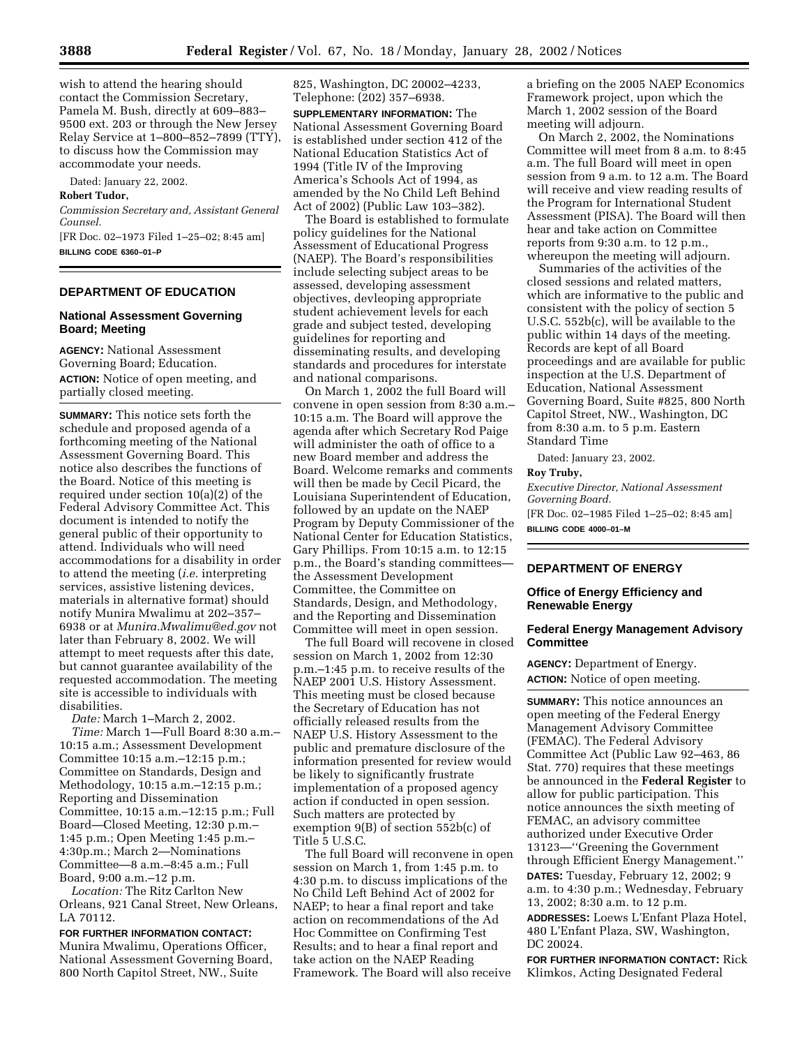wish to attend the hearing should contact the Commission Secretary, Pamela M. Bush, directly at 609–883–9500 ext. 203 or through the New Jersey Relay Service at 1–800–852–7899 (TTY), to discuss how the Commission may accommodate your needs.

Dated: January 22, 2002.

**Robert Tudor,**

*Commission Secretary and, Assistant General Counsel.*

[FR Doc. 02–1973 Filed 1–25–02; 8:45 am]

**BILLING CODE 6360–01–P**

## DEPARTMENT OF EDUCATION

### National Assessment Governing Board; Meeting

**AGENCY:** National Assessment Governing Board; Education.

**ACTION:** Notice of open meeting, and partially closed meeting.

**SUMMARY:** This notice sets forth the schedule and proposed agenda of a forthcoming meeting of the National Assessment Governing Board. This notice also describes the functions of the Board. Notice of this meeting is required under section 10(a)(2) of the Federal Advisory Committee Act. This document is intended to notify the general public of their opportunity to attend. Individuals who will need accommodations for a disability in order to attend the meeting (*i.e.* interpreting services, assistive listening devices, materials in alternative format) should notify Munira Mwalimu at 202–357–6938 or at *Munira.Mwalimu@ed.gov* not later than February 8, 2002. We will attempt to meet requests after this date, but cannot guarantee availability of the requested accommodation. The meeting site is accessible to individuals with disabilities.

*Date:* March 1–March 2, 2002.

*Time:* March 1—Full Board 8:30 a.m.–10:15 a.m.; Assessment Development Committee 10:15 a.m.–12:15 p.m.; Committee on Standards, Design and Methodology, 10:15 a.m.–12:15 p.m.; Reporting and Dissemination Committee, 10:15 a.m.–12:15 p.m.; Full Board—Closed Meeting, 12:30 p.m.–1:45 p.m.; Open Meeting 1:45 p.m.–4:30p.m.; March 2—Nominations Committee—8 a.m.–8:45 a.m.; Full Board, 9:00 a.m.–12 p.m.

*Location:* The Ritz Carlton New Orleans, 921 Canal Street, New Orleans, LA 70112.

**FOR FURTHER INFORMATION CONTACT:** Munira Mwalimu, Operations Officer, National Assessment Governing Board, 800 North Capitol Street, NW., Suite 825, Washington, DC 20002–4233, Telephone: (202) 357–6938.

**SUPPLEMENTARY INFORMATION:** The National Assessment Governing Board is established under section 412 of the National Education Statistics Act of 1994 (Title IV of the Improving America's Schools Act of 1994, as amended by the No Child Left Behind Act of 2002) (Public Law 103–382).

The Board is established to formulate policy guidelines for the National Assessment of Educational Progress (NAEP). The Board's responsibilities include selecting subject areas to be assessed, developing assessment objectives, devleoping appropriate student achievement levels for each grade and subject tested, developing guidelines for reporting and disseminating results, and developing standards and procedures for interstate and national comparisons.

On March 1, 2002 the full Board will convene in open session from 8:30 a.m.–10:15 a.m. The Board will approve the agenda after which Secretary Rod Paige will administer the oath of office to a new Board member and address the Board. Welcome remarks and comments will then be made by Cecil Picard, the Louisiana Superintendent of Education, followed by an update on the NAEP Program by Deputy Commissioner of the National Center for Education Statistics, Gary Phillips. From 10:15 a.m. to 12:15 p.m., the Board's standing committees—the Assessment Development Committee, the Committee on Standards, Design, and Methodology, and the Reporting and Dissemination Committee will meet in open session.

The full Board will recovene in closed session on March 1, 2002 from 12:30 p.m.–1:45 p.m. to receive results of the NAEP 2001 U.S. History Assessment. This meeting must be closed because the Secretary of Education has not officially released results from the NAEP U.S. History Assessment to the public and premature disclosure of the information presented for review would be likely to significantly frustrate implementation of a proposed agency action if conducted in open session. Such matters are protected by exemption 9(B) of section 552b(c) of Title 5 U.S.C.

The full Board will reconvene in open session on March 1, from 1:45 p.m. to 4:30 p.m. to discuss implications of the No Child Left Behind Act of 2002 for NAEP; to hear a final report and take action on recommendations of the Ad Hoc Committee on Confirming Test Results; and to hear a final report and take action on the NAEP Reading Framework. The Board will also receive a briefing on the 2005 NAEP Economics Framework project, upon which the March 1, 2002 session of the Board meeting will adjourn.

On March 2, 2002, the Nominations Committee will meet from 8 a.m. to 8:45 a.m. The full Board will meet in open session from 9 a.m. to 12 a.m. The Board will receive and view reading results of the Program for International Student Assessment (PISA). The Board will then hear and take action on Committee reports from 9:30 a.m. to 12 p.m., whereupon the meeting will adjourn.

Summaries of the activities of the closed sessions and related matters, which are informative to the public and consistent with the policy of section 5 U.S.C. 552b(c), will be available to the public within 14 days of the meeting. Records are kept of all Board proceedings and are available for public inspection at the U.S. Department of Education, National Assessment Governing Board, Suite #825, 800 North Capitol Street, NW., Washington, DC from 8:30 a.m. to 5 p.m. Eastern Standard Time

Dated: January 23, 2002.

**Roy Truby,**

*Executive Director, National Assessment Governing Board.*

[FR Doc. 02–1985 Filed 1–25–02; 8:45 am]

**BILLING CODE 4000–01–M**

## DEPARTMENT OF ENERGY

### Office of Energy Efficiency and Renewable Energy

### Federal Energy Management Advisory Committee

**AGENCY:** Department of Energy.

**ACTION:** Notice of open meeting.

**SUMMARY:** This notice announces an open meeting of the Federal Energy Management Advisory Committee (FEMAC). The Federal Advisory Committee Act (Public Law 92–463, 86 Stat. 770) requires that these meetings be announced in the **Federal Register** to allow for public participation. This notice announces the sixth meeting of FEMAC, an advisory committee authorized under Executive Order 13123—''Greening the Government through Efficient Energy Management.''

**DATES:** Tuesday, February 12, 2002; 9 a.m. to 4:30 p.m.; Wednesday, February 13, 2002; 8:30 a.m. to 12 p.m.

**ADDRESSES:** Loews L'Enfant Plaza Hotel, 480 L'Enfant Plaza, SW, Washington, DC 20024.

**FOR FURTHER INFORMATION CONTACT:** Rick Klimkos, Acting Designated Federal